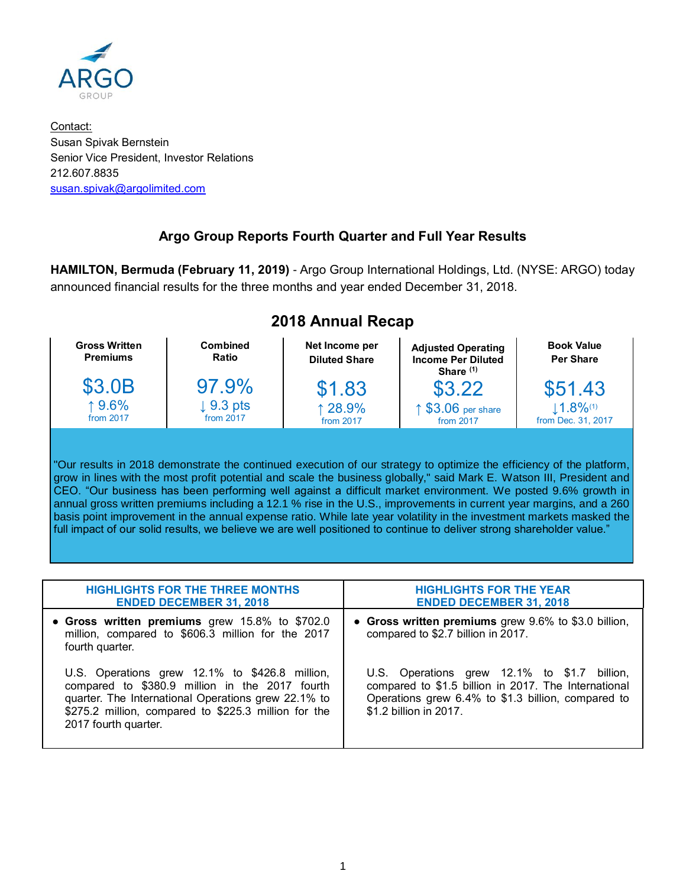ARGO GROUP

Contact:
Susan Spivak Bernstein
Senior Vice President, Investor Relations
212.607.8835
susan.spivak@argolimited.com

## Argo Group Reports Fourth Quarter and Full Year Results

**HAMILTON, Bermuda (February 11, 2019)** - Argo Group International Holdings, Ltd. (NYSE: ARGO) today announced financial results for the three months and year ended December 31, 2018.

## 2018 Annual Recap

| Gross Written Premiums | Combined Ratio | Net Income per Diluted Share | Adjusted Operating Income Per Diluted Share (1) | Book Value Per Share |
|---|---|---|---|---|
| $3.0B | 97.9% | $1.83 | $3.22 | $51.43 |
| ↑ 9.6% from 2017 | ↓ 9.3 pts from 2017 | ↑ 28.9% from 2017 | ↑ $3.06 per share from 2017 | ↓1.8%(1) from Dec. 31, 2017 |

"Our results in 2018 demonstrate the continued execution of our strategy to optimize the efficiency of the platform, grow in lines with the most profit potential and scale the business globally," said Mark E. Watson III, President and CEO. "Our business has been performing well against a difficult market environment. We posted 9.6% growth in annual gross written premiums including a 12.1 % rise in the U.S., improvements in current year margins, and a 260 basis point improvement in the annual expense ratio. While late year volatility in the investment markets masked the full impact of our solid results, we believe we are well positioned to continue to deliver strong shareholder value."

| HIGHLIGHTS FOR THE THREE MONTHS ENDED DECEMBER 31, 2018 | HIGHLIGHTS FOR THE YEAR ENDED DECEMBER 31, 2018 |
|---|---|
| • **Gross written premiums** grew 15.8% to $702.0 million, compared to $606.3 million for the 2017 fourth quarter.<br><br>U.S. Operations grew 12.1% to $426.8 million, compared to $380.9 million in the 2017 fourth quarter. The International Operations grew 22.1% to $275.2 million, compared to $225.3 million for the 2017 fourth quarter. | • **Gross written premiums** grew 9.6% to $3.0 billion, compared to $2.7 billion in 2017.<br><br>U.S. Operations grew 12.1% to $1.7 billion, compared to $1.5 billion in 2017. The International Operations grew 6.4% to $1.3 billion, compared to $1.2 billion in 2017. |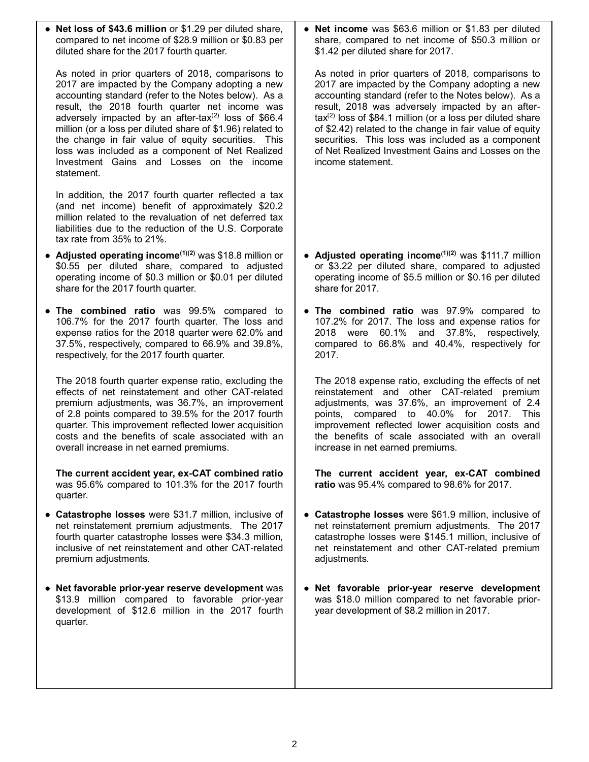- **Net loss of $43.6 million** or $1.29 per diluted share, compared to net income of $28.9 million or $0.83 per diluted share for the 2017 fourth quarter.

  As noted in prior quarters of 2018, comparisons to 2017 are impacted by the Company adopting a new accounting standard (refer to the Notes below). As a result, the 2018 fourth quarter net income was adversely impacted by an after-tax(2) loss of $66.4 million (or a loss per diluted share of $1.96) related to the change in fair value of equity securities. This loss was included as a component of Net Realized Investment Gains and Losses on the income statement.

  In addition, the 2017 fourth quarter reflected a tax (and net income) benefit of approximately $20.2 million related to the revaluation of net deferred tax liabilities due to the reduction of the U.S. Corporate tax rate from 35% to 21%.

- **Adjusted operating income(1)(2)** was $18.8 million or $0.55 per diluted share, compared to adjusted operating income of $0.3 million or $0.01 per diluted share for the 2017 fourth quarter.

- **The combined ratio** was 99.5% compared to 106.7% for the 2017 fourth quarter. The loss and expense ratios for the 2018 quarter were 62.0% and 37.5%, respectively, compared to 66.9% and 39.8%, respectively, for the 2017 fourth quarter.

  The 2018 fourth quarter expense ratio, excluding the effects of net reinstatement and other CAT-related premium adjustments, was 36.7%, an improvement of 2.8 points compared to 39.5% for the 2017 fourth quarter. This improvement reflected lower acquisition costs and the benefits of scale associated with an overall increase in net earned premiums.

  **The current accident year, ex-CAT combined ratio** was 95.6% compared to 101.3% for the 2017 fourth quarter.

- **Catastrophe losses** were $31.7 million, inclusive of net reinstatement premium adjustments. The 2017 fourth quarter catastrophe losses were $34.3 million, inclusive of net reinstatement and other CAT-related premium adjustments.

- **Net favorable prior-year reserve development** was $13.9 million compared to favorable prior-year development of $12.6 million in the 2017 fourth quarter.

- **Net income** was $63.6 million or $1.83 per diluted share, compared to net income of $50.3 million or $1.42 per diluted share for 2017.

  As noted in prior quarters of 2018, comparisons to 2017 are impacted by the Company adopting a new accounting standard (refer to the Notes below). As a result, 2018 was adversely impacted by an after-tax(2) loss of $84.1 million (or a loss per diluted share of $2.42) related to the change in fair value of equity securities. This loss was included as a component of Net Realized Investment Gains and Losses on the income statement.

- **Adjusted operating income(1)(2)** was $111.7 million or $3.22 per diluted share, compared to adjusted operating income of $5.5 million or $0.16 per diluted share for 2017.

- **The combined ratio** was 97.9% compared to 107.2% for 2017. The loss and expense ratios for 2018 were 60.1% and 37.8%, respectively, compared to 66.8% and 40.4%, respectively for 2017.

  The 2018 expense ratio, excluding the effects of net reinstatement and other CAT-related premium adjustments, was 37.6%, an improvement of 2.4 points, compared to 40.0% for 2017. This improvement reflected lower acquisition costs and the benefits of scale associated with an overall increase in net earned premiums.

  **The current accident year, ex-CAT combined ratio** was 95.4% compared to 98.6% for 2017.

- **Catastrophe losses** were $61.9 million, inclusive of net reinstatement premium adjustments. The 2017 catastrophe losses were $145.1 million, inclusive of net reinstatement and other CAT-related premium adjustments.

- **Net favorable prior-year reserve development** was $18.0 million compared to net favorable prior-year development of $8.2 million in 2017.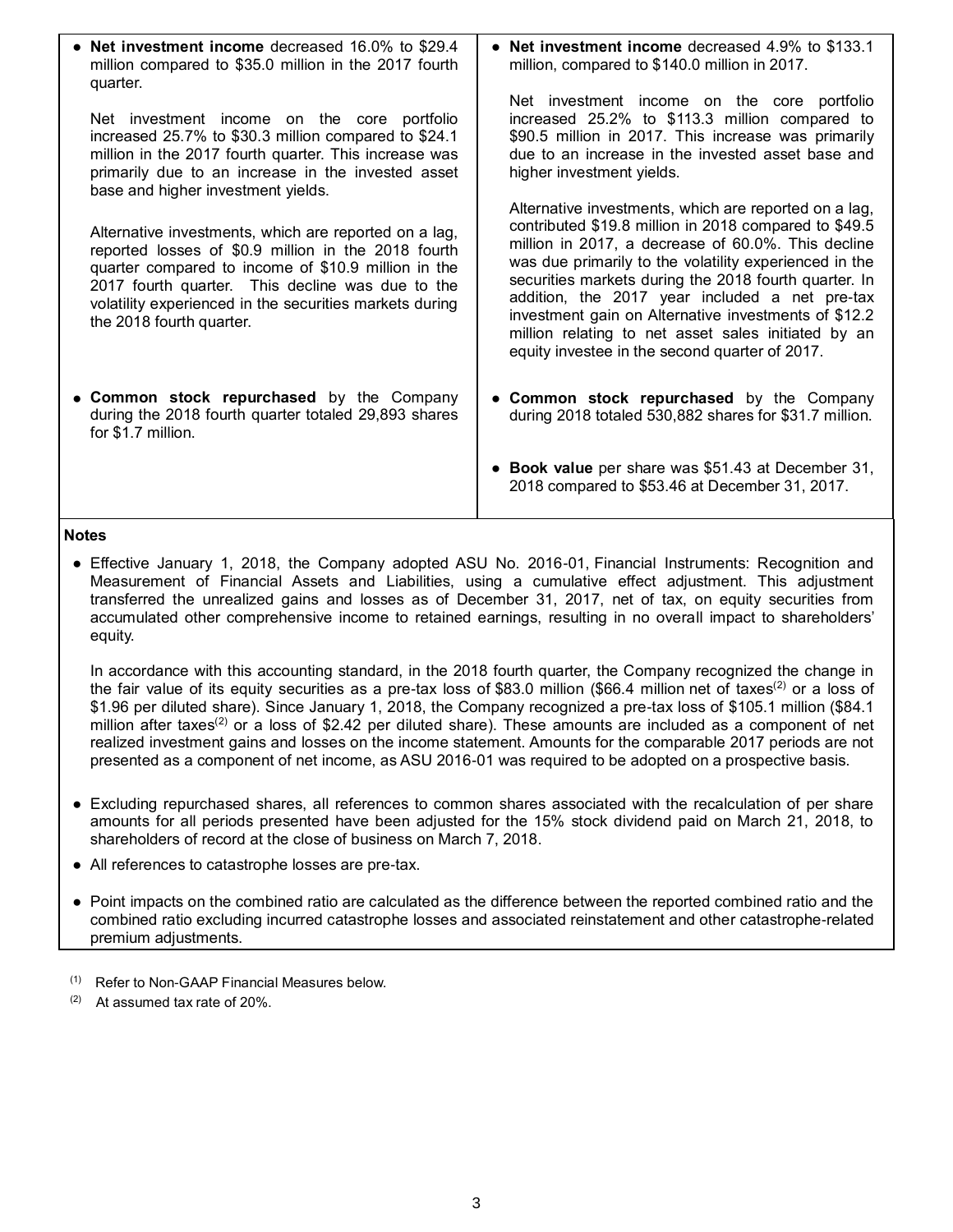- **Net investment income** decreased 16.0% to $29.4 million compared to $35.0 million in the 2017 fourth quarter.

  Net investment income on the core portfolio increased 25.7% to $30.3 million compared to $24.1 million in the 2017 fourth quarter. This increase was primarily due to an increase in the invested asset base and higher investment yields.

  Alternative investments, which are reported on a lag, reported losses of $0.9 million in the 2018 fourth quarter compared to income of $10.9 million in the 2017 fourth quarter. This decline was due to the volatility experienced in the securities markets during the 2018 fourth quarter.

- **Common stock repurchased** by the Company during the 2018 fourth quarter totaled 29,893 shares for $1.7 million.

- **Net investment income** decreased 4.9% to $133.1 million, compared to $140.0 million in 2017.

  Net investment income on the core portfolio increased 25.2% to $113.3 million compared to $90.5 million in 2017. This increase was primarily due to an increase in the invested asset base and higher investment yields.

  Alternative investments, which are reported on a lag, contributed $19.8 million in 2018 compared to $49.5 million in 2017, a decrease of 60.0%. This decline was due primarily to the volatility experienced in the securities markets during the 2018 fourth quarter. In addition, the 2017 year included a net pre-tax investment gain on Alternative investments of $12.2 million relating to net asset sales initiated by an equity investee in the second quarter of 2017.

- **Common stock repurchased** by the Company during 2018 totaled 530,882 shares for $31.7 million.

- **Book value** per share was $51.43 at December 31, 2018 compared to $53.46 at December 31, 2017.

**Notes**

- Effective January 1, 2018, the Company adopted ASU No. 2016-01, Financial Instruments: Recognition and Measurement of Financial Assets and Liabilities, using a cumulative effect adjustment. This adjustment transferred the unrealized gains and losses as of December 31, 2017, net of tax, on equity securities from accumulated other comprehensive income to retained earnings, resulting in no overall impact to shareholders' equity.

  In accordance with this accounting standard, in the 2018 fourth quarter, the Company recognized the change in the fair value of its equity securities as a pre-tax loss of $83.0 million ($66.4 million net of taxes(2) or a loss of $1.96 per diluted share). Since January 1, 2018, the Company recognized a pre-tax loss of $105.1 million ($84.1 million after taxes(2) or a loss of $2.42 per diluted share). These amounts are included as a component of net realized investment gains and losses on the income statement. Amounts for the comparable 2017 periods are not presented as a component of net income, as ASU 2016-01 was required to be adopted on a prospective basis.

- Excluding repurchased shares, all references to common shares associated with the recalculation of per share amounts for all periods presented have been adjusted for the 15% stock dividend paid on March 21, 2018, to shareholders of record at the close of business on March 7, 2018.

- All references to catastrophe losses are pre-tax.

- Point impacts on the combined ratio are calculated as the difference between the reported combined ratio and the combined ratio excluding incurred catastrophe losses and associated reinstatement and other catastrophe-related premium adjustments.

(1) Refer to Non-GAAP Financial Measures below.

(2) At assumed tax rate of 20%.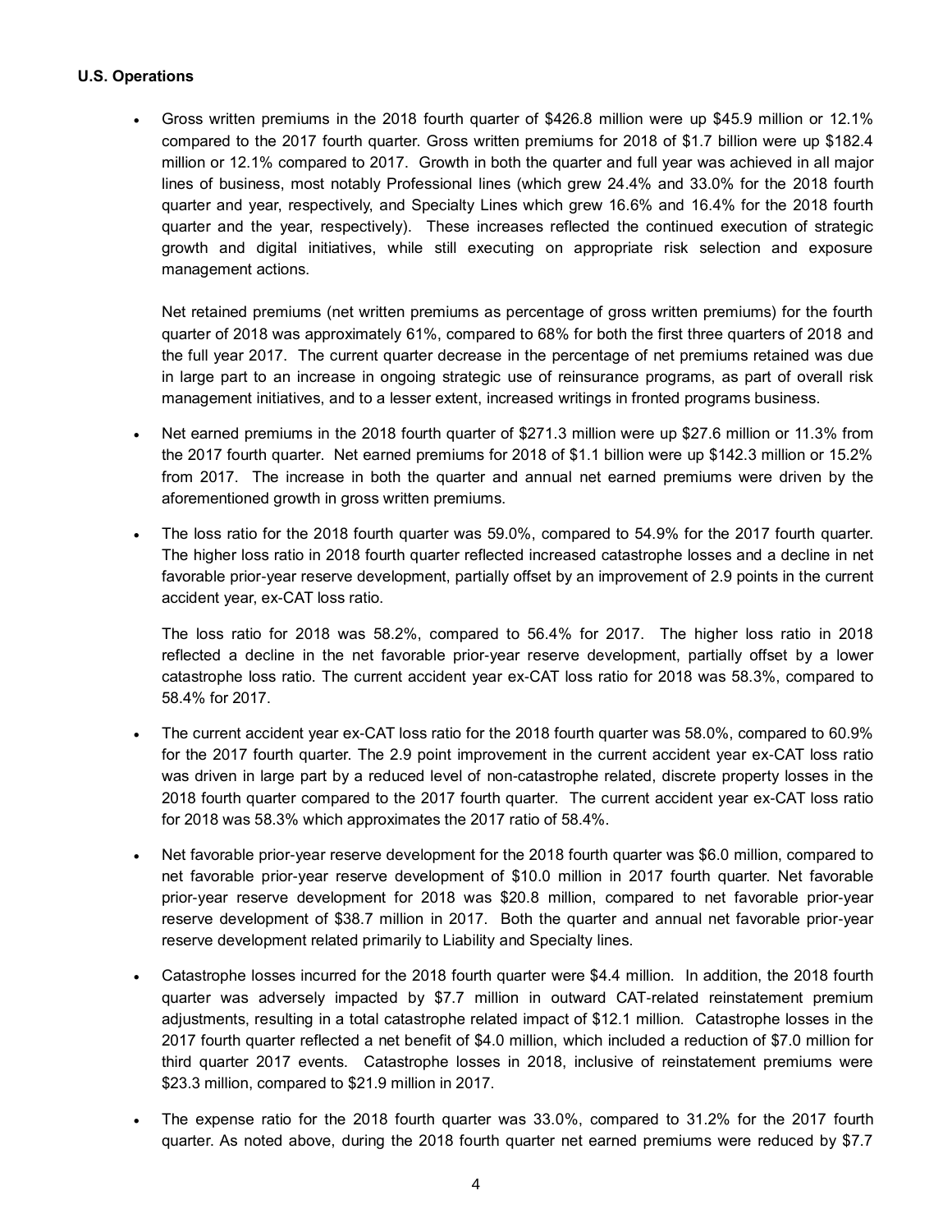**U.S. Operations**

- Gross written premiums in the 2018 fourth quarter of $426.8 million were up $45.9 million or 12.1% compared to the 2017 fourth quarter. Gross written premiums for 2018 of $1.7 billion were up $182.4 million or 12.1% compared to 2017. Growth in both the quarter and full year was achieved in all major lines of business, most notably Professional lines (which grew 24.4% and 33.0% for the 2018 fourth quarter and year, respectively, and Specialty Lines which grew 16.6% and 16.4% for the 2018 fourth quarter and the year, respectively). These increases reflected the continued execution of strategic growth and digital initiatives, while still executing on appropriate risk selection and exposure management actions.

  Net retained premiums (net written premiums as percentage of gross written premiums) for the fourth quarter of 2018 was approximately 61%, compared to 68% for both the first three quarters of 2018 and the full year 2017. The current quarter decrease in the percentage of net premiums retained was due in large part to an increase in ongoing strategic use of reinsurance programs, as part of overall risk management initiatives, and to a lesser extent, increased writings in fronted programs business.

- Net earned premiums in the 2018 fourth quarter of $271.3 million were up $27.6 million or 11.3% from the 2017 fourth quarter. Net earned premiums for 2018 of $1.1 billion were up $142.3 million or 15.2% from 2017. The increase in both the quarter and annual net earned premiums were driven by the aforementioned growth in gross written premiums.

- The loss ratio for the 2018 fourth quarter was 59.0%, compared to 54.9% for the 2017 fourth quarter. The higher loss ratio in 2018 fourth quarter reflected increased catastrophe losses and a decline in net favorable prior-year reserve development, partially offset by an improvement of 2.9 points in the current accident year, ex-CAT loss ratio.

  The loss ratio for 2018 was 58.2%, compared to 56.4% for 2017. The higher loss ratio in 2018 reflected a decline in the net favorable prior-year reserve development, partially offset by a lower catastrophe loss ratio. The current accident year ex-CAT loss ratio for 2018 was 58.3%, compared to 58.4% for 2017.

- The current accident year ex-CAT loss ratio for the 2018 fourth quarter was 58.0%, compared to 60.9% for the 2017 fourth quarter. The 2.9 point improvement in the current accident year ex-CAT loss ratio was driven in large part by a reduced level of non-catastrophe related, discrete property losses in the 2018 fourth quarter compared to the 2017 fourth quarter. The current accident year ex-CAT loss ratio for 2018 was 58.3% which approximates the 2017 ratio of 58.4%.

- Net favorable prior-year reserve development for the 2018 fourth quarter was $6.0 million, compared to net favorable prior-year reserve development of $10.0 million in 2017 fourth quarter. Net favorable prior-year reserve development for 2018 was $20.8 million, compared to net favorable prior-year reserve development of $38.7 million in 2017. Both the quarter and annual net favorable prior-year reserve development related primarily to Liability and Specialty lines.

- Catastrophe losses incurred for the 2018 fourth quarter were $4.4 million. In addition, the 2018 fourth quarter was adversely impacted by $7.7 million in outward CAT-related reinstatement premium adjustments, resulting in a total catastrophe related impact of $12.1 million. Catastrophe losses in the 2017 fourth quarter reflected a net benefit of $4.0 million, which included a reduction of $7.0 million for third quarter 2017 events. Catastrophe losses in 2018, inclusive of reinstatement premiums were $23.3 million, compared to $21.9 million in 2017.

- The expense ratio for the 2018 fourth quarter was 33.0%, compared to 31.2% for the 2017 fourth quarter. As noted above, during the 2018 fourth quarter net earned premiums were reduced by $7.7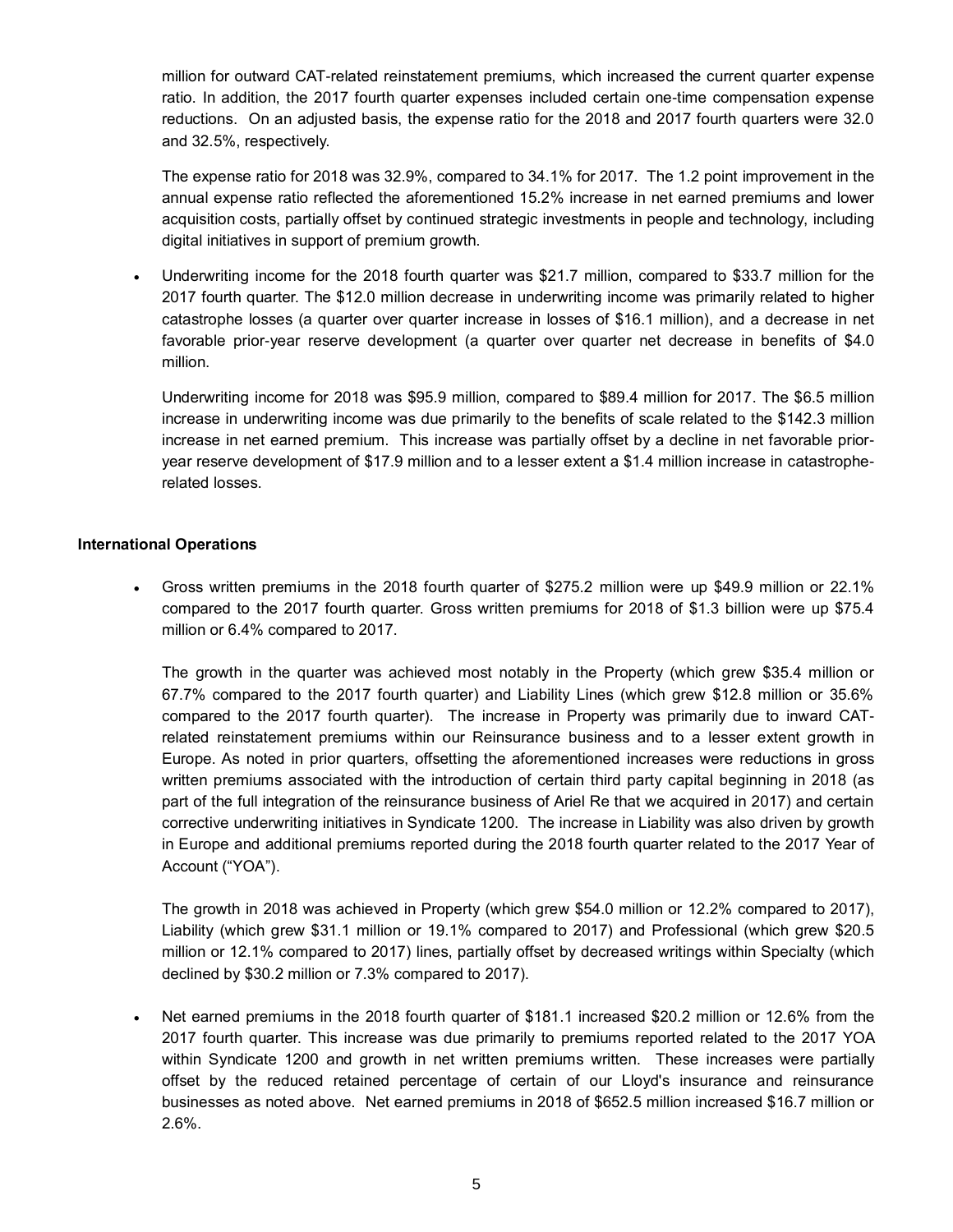million for outward CAT-related reinstatement premiums, which increased the current quarter expense ratio. In addition, the 2017 fourth quarter expenses included certain one-time compensation expense reductions. On an adjusted basis, the expense ratio for the 2018 and 2017 fourth quarters were 32.0 and 32.5%, respectively.

The expense ratio for 2018 was 32.9%, compared to 34.1% for 2017. The 1.2 point improvement in the annual expense ratio reflected the aforementioned 15.2% increase in net earned premiums and lower acquisition costs, partially offset by continued strategic investments in people and technology, including digital initiatives in support of premium growth.

- Underwriting income for the 2018 fourth quarter was $21.7 million, compared to $33.7 million for the 2017 fourth quarter. The $12.0 million decrease in underwriting income was primarily related to higher catastrophe losses (a quarter over quarter increase in losses of $16.1 million), and a decrease in net favorable prior-year reserve development (a quarter over quarter net decrease in benefits of $4.0 million.

  Underwriting income for 2018 was $95.9 million, compared to $89.4 million for 2017. The $6.5 million increase in underwriting income was due primarily to the benefits of scale related to the $142.3 million increase in net earned premium. This increase was partially offset by a decline in net favorable prior-year reserve development of $17.9 million and to a lesser extent a $1.4 million increase in catastrophe-related losses.

**International Operations**

- Gross written premiums in the 2018 fourth quarter of $275.2 million were up $49.9 million or 22.1% compared to the 2017 fourth quarter. Gross written premiums for 2018 of $1.3 billion were up $75.4 million or 6.4% compared to 2017.

  The growth in the quarter was achieved most notably in the Property (which grew $35.4 million or 67.7% compared to the 2017 fourth quarter) and Liability Lines (which grew $12.8 million or 35.6% compared to the 2017 fourth quarter). The increase in Property was primarily due to inward CAT-related reinstatement premiums within our Reinsurance business and to a lesser extent growth in Europe. As noted in prior quarters, offsetting the aforementioned increases were reductions in gross written premiums associated with the introduction of certain third party capital beginning in 2018 (as part of the full integration of the reinsurance business of Ariel Re that we acquired in 2017) and certain corrective underwriting initiatives in Syndicate 1200. The increase in Liability was also driven by growth in Europe and additional premiums reported during the 2018 fourth quarter related to the 2017 Year of Account ("YOA").

  The growth in 2018 was achieved in Property (which grew $54.0 million or 12.2% compared to 2017), Liability (which grew $31.1 million or 19.1% compared to 2017) and Professional (which grew $20.5 million or 12.1% compared to 2017) lines, partially offset by decreased writings within Specialty (which declined by $30.2 million or 7.3% compared to 2017).

- Net earned premiums in the 2018 fourth quarter of $181.1 increased $20.2 million or 12.6% from the 2017 fourth quarter. This increase was due primarily to premiums reported related to the 2017 YOA within Syndicate 1200 and growth in net written premiums written. These increases were partially offset by the reduced retained percentage of certain of our Lloyd's insurance and reinsurance businesses as noted above. Net earned premiums in 2018 of $652.5 million increased $16.7 million or 2.6%.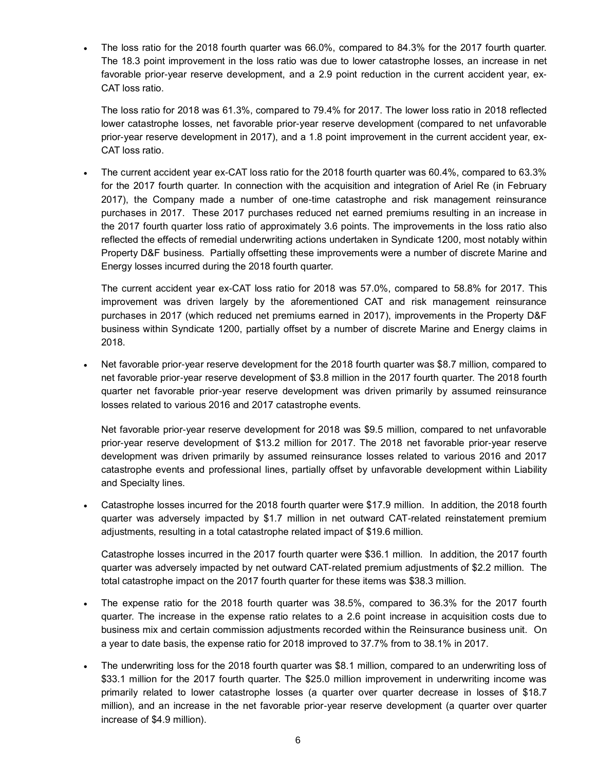- The loss ratio for the 2018 fourth quarter was 66.0%, compared to 84.3% for the 2017 fourth quarter. The 18.3 point improvement in the loss ratio was due to lower catastrophe losses, an increase in net favorable prior-year reserve development, and a 2.9 point reduction in the current accident year, ex-CAT loss ratio.

  The loss ratio for 2018 was 61.3%, compared to 79.4% for 2017. The lower loss ratio in 2018 reflected lower catastrophe losses, net favorable prior-year reserve development (compared to net unfavorable prior-year reserve development in 2017), and a 1.8 point improvement in the current accident year, ex-CAT loss ratio.

- The current accident year ex-CAT loss ratio for the 2018 fourth quarter was 60.4%, compared to 63.3% for the 2017 fourth quarter. In connection with the acquisition and integration of Ariel Re (in February 2017), the Company made a number of one-time catastrophe and risk management reinsurance purchases in 2017. These 2017 purchases reduced net earned premiums resulting in an increase in the 2017 fourth quarter loss ratio of approximately 3.6 points. The improvements in the loss ratio also reflected the effects of remedial underwriting actions undertaken in Syndicate 1200, most notably within Property D&F business. Partially offsetting these improvements were a number of discrete Marine and Energy losses incurred during the 2018 fourth quarter.

  The current accident year ex-CAT loss ratio for 2018 was 57.0%, compared to 58.8% for 2017. This improvement was driven largely by the aforementioned CAT and risk management reinsurance purchases in 2017 (which reduced net premiums earned in 2017), improvements in the Property D&F business within Syndicate 1200, partially offset by a number of discrete Marine and Energy claims in 2018.

- Net favorable prior-year reserve development for the 2018 fourth quarter was $8.7 million, compared to net favorable prior-year reserve development of $3.8 million in the 2017 fourth quarter. The 2018 fourth quarter net favorable prior-year reserve development was driven primarily by assumed reinsurance losses related to various 2016 and 2017 catastrophe events.

  Net favorable prior-year reserve development for 2018 was $9.5 million, compared to net unfavorable prior-year reserve development of $13.2 million for 2017. The 2018 net favorable prior-year reserve development was driven primarily by assumed reinsurance losses related to various 2016 and 2017 catastrophe events and professional lines, partially offset by unfavorable development within Liability and Specialty lines.

- Catastrophe losses incurred for the 2018 fourth quarter were $17.9 million. In addition, the 2018 fourth quarter was adversely impacted by $1.7 million in net outward CAT-related reinstatement premium adjustments, resulting in a total catastrophe related impact of $19.6 million.

  Catastrophe losses incurred in the 2017 fourth quarter were $36.1 million. In addition, the 2017 fourth quarter was adversely impacted by net outward CAT-related premium adjustments of $2.2 million. The total catastrophe impact on the 2017 fourth quarter for these items was $38.3 million.

- The expense ratio for the 2018 fourth quarter was 38.5%, compared to 36.3% for the 2017 fourth quarter. The increase in the expense ratio relates to a 2.6 point increase in acquisition costs due to business mix and certain commission adjustments recorded within the Reinsurance business unit. On a year to date basis, the expense ratio for 2018 improved to 37.7% from to 38.1% in 2017.

- The underwriting loss for the 2018 fourth quarter was $8.1 million, compared to an underwriting loss of $33.1 million for the 2017 fourth quarter. The $25.0 million improvement in underwriting income was primarily related to lower catastrophe losses (a quarter over quarter decrease in losses of $18.7 million), and an increase in the net favorable prior-year reserve development (a quarter over quarter increase of $4.9 million).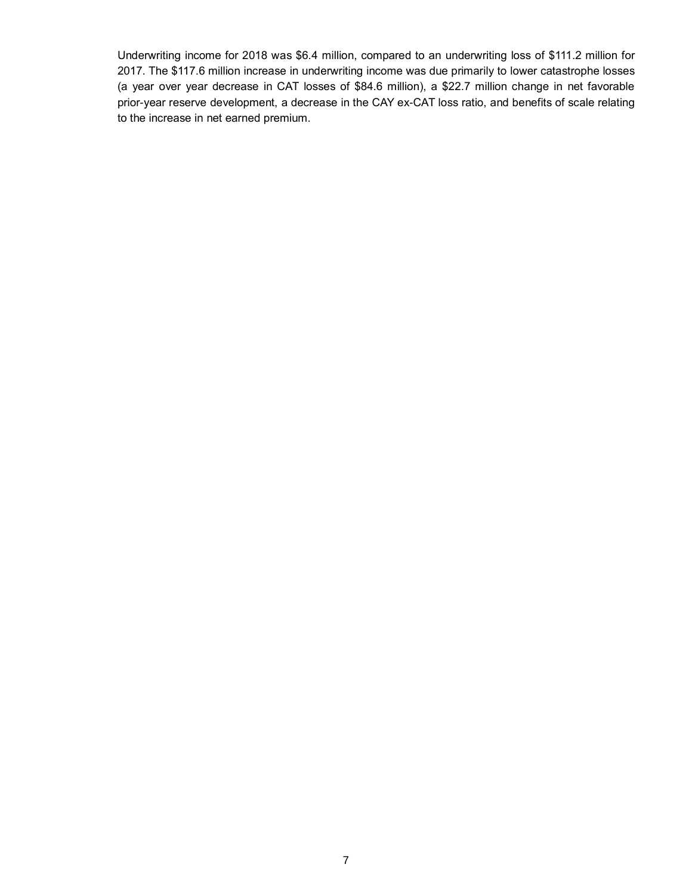Underwriting income for 2018 was $6.4 million, compared to an underwriting loss of $111.2 million for 2017. The $117.6 million increase in underwriting income was due primarily to lower catastrophe losses (a year over year decrease in CAT losses of $84.6 million), a $22.7 million change in net favorable prior-year reserve development, a decrease in the CAY ex-CAT loss ratio, and benefits of scale relating to the increase in net earned premium.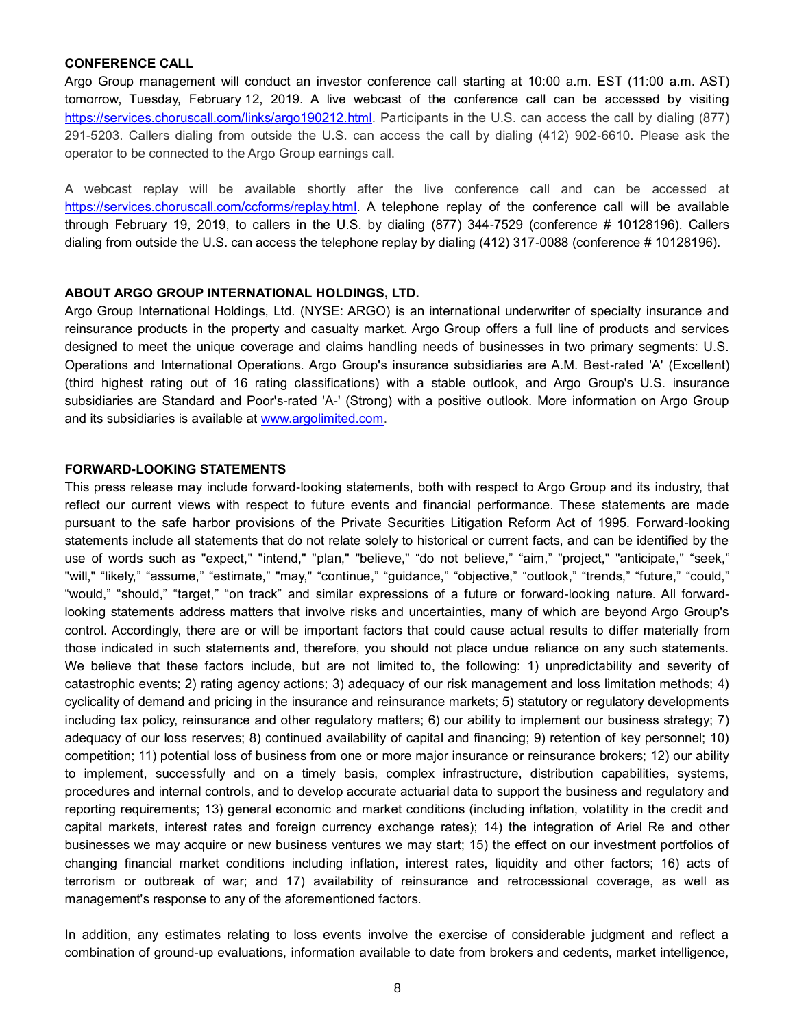**CONFERENCE CALL**

Argo Group management will conduct an investor conference call starting at 10:00 a.m. EST (11:00 a.m. AST) tomorrow, Tuesday, February 12, 2019. A live webcast of the conference call can be accessed by visiting https://services.choruscall.com/links/argo190212.html. Participants in the U.S. can access the call by dialing (877) 291-5203. Callers dialing from outside the U.S. can access the call by dialing (412) 902-6610. Please ask the operator to be connected to the Argo Group earnings call.

A webcast replay will be available shortly after the live conference call and can be accessed at https://services.choruscall.com/ccforms/replay.html. A telephone replay of the conference call will be available through February 19, 2019, to callers in the U.S. by dialing (877) 344-7529 (conference # 10128196). Callers dialing from outside the U.S. can access the telephone replay by dialing (412) 317-0088 (conference # 10128196).

**ABOUT ARGO GROUP INTERNATIONAL HOLDINGS, LTD.**

Argo Group International Holdings, Ltd. (NYSE: ARGO) is an international underwriter of specialty insurance and reinsurance products in the property and casualty market. Argo Group offers a full line of products and services designed to meet the unique coverage and claims handling needs of businesses in two primary segments: U.S. Operations and International Operations. Argo Group's insurance subsidiaries are A.M. Best-rated 'A' (Excellent) (third highest rating out of 16 rating classifications) with a stable outlook, and Argo Group's U.S. insurance subsidiaries are Standard and Poor's-rated 'A-' (Strong) with a positive outlook. More information on Argo Group and its subsidiaries is available at www.argolimited.com.

**FORWARD-LOOKING STATEMENTS**

This press release may include forward-looking statements, both with respect to Argo Group and its industry, that reflect our current views with respect to future events and financial performance. These statements are made pursuant to the safe harbor provisions of the Private Securities Litigation Reform Act of 1995. Forward-looking statements include all statements that do not relate solely to historical or current facts, and can be identified by the use of words such as "expect," "intend," "plan," "believe," "do not believe," "aim," "project," "anticipate," "seek," "will," "likely," "assume," "estimate," "may," "continue," "guidance," "objective," "outlook," "trends," "future," "could," "would," "should," "target," "on track" and similar expressions of a future or forward-looking nature. All forward-looking statements address matters that involve risks and uncertainties, many of which are beyond Argo Group's control. Accordingly, there are or will be important factors that could cause actual results to differ materially from those indicated in such statements and, therefore, you should not place undue reliance on any such statements. We believe that these factors include, but are not limited to, the following: 1) unpredictability and severity of catastrophic events; 2) rating agency actions; 3) adequacy of our risk management and loss limitation methods; 4) cyclicality of demand and pricing in the insurance and reinsurance markets; 5) statutory or regulatory developments including tax policy, reinsurance and other regulatory matters; 6) our ability to implement our business strategy; 7) adequacy of our loss reserves; 8) continued availability of capital and financing; 9) retention of key personnel; 10) competition; 11) potential loss of business from one or more major insurance or reinsurance brokers; 12) our ability to implement, successfully and on a timely basis, complex infrastructure, distribution capabilities, systems, procedures and internal controls, and to develop accurate actuarial data to support the business and regulatory and reporting requirements; 13) general economic and market conditions (including inflation, volatility in the credit and capital markets, interest rates and foreign currency exchange rates); 14) the integration of Ariel Re and other businesses we may acquire or new business ventures we may start; 15) the effect on our investment portfolios of changing financial market conditions including inflation, interest rates, liquidity and other factors; 16) acts of terrorism or outbreak of war; and 17) availability of reinsurance and retrocessional coverage, as well as management's response to any of the aforementioned factors.

In addition, any estimates relating to loss events involve the exercise of considerable judgment and reflect a combination of ground-up evaluations, information available to date from brokers and cedents, market intelligence,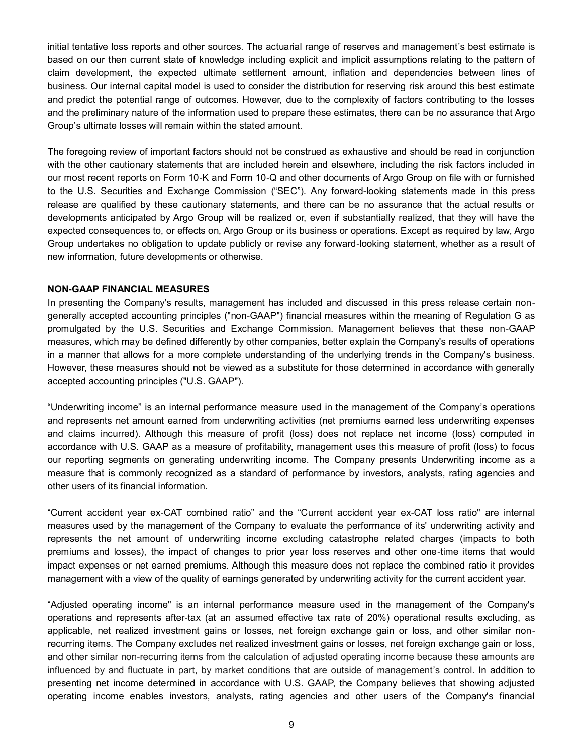initial tentative loss reports and other sources. The actuarial range of reserves and management's best estimate is based on our then current state of knowledge including explicit and implicit assumptions relating to the pattern of claim development, the expected ultimate settlement amount, inflation and dependencies between lines of business. Our internal capital model is used to consider the distribution for reserving risk around this best estimate and predict the potential range of outcomes. However, due to the complexity of factors contributing to the losses and the preliminary nature of the information used to prepare these estimates, there can be no assurance that Argo Group's ultimate losses will remain within the stated amount.

The foregoing review of important factors should not be construed as exhaustive and should be read in conjunction with the other cautionary statements that are included herein and elsewhere, including the risk factors included in our most recent reports on Form 10-K and Form 10-Q and other documents of Argo Group on file with or furnished to the U.S. Securities and Exchange Commission ("SEC"). Any forward-looking statements made in this press release are qualified by these cautionary statements, and there can be no assurance that the actual results or developments anticipated by Argo Group will be realized or, even if substantially realized, that they will have the expected consequences to, or effects on, Argo Group or its business or operations. Except as required by law, Argo Group undertakes no obligation to update publicly or revise any forward-looking statement, whether as a result of new information, future developments or otherwise.

**NON-GAAP FINANCIAL MEASURES**

In presenting the Company's results, management has included and discussed in this press release certain non-generally accepted accounting principles ("non-GAAP") financial measures within the meaning of Regulation G as promulgated by the U.S. Securities and Exchange Commission. Management believes that these non-GAAP measures, which may be defined differently by other companies, better explain the Company's results of operations in a manner that allows for a more complete understanding of the underlying trends in the Company's business. However, these measures should not be viewed as a substitute for those determined in accordance with generally accepted accounting principles ("U.S. GAAP").

"Underwriting income" is an internal performance measure used in the management of the Company's operations and represents net amount earned from underwriting activities (net premiums earned less underwriting expenses and claims incurred). Although this measure of profit (loss) does not replace net income (loss) computed in accordance with U.S. GAAP as a measure of profitability, management uses this measure of profit (loss) to focus our reporting segments on generating underwriting income. The Company presents Underwriting income as a measure that is commonly recognized as a standard of performance by investors, analysts, rating agencies and other users of its financial information.

"Current accident year ex-CAT combined ratio" and the "Current accident year ex-CAT loss ratio" are internal measures used by the management of the Company to evaluate the performance of its' underwriting activity and represents the net amount of underwriting income excluding catastrophe related charges (impacts to both premiums and losses), the impact of changes to prior year loss reserves and other one-time items that would impact expenses or net earned premiums. Although this measure does not replace the combined ratio it provides management with a view of the quality of earnings generated by underwriting activity for the current accident year.

"Adjusted operating income" is an internal performance measure used in the management of the Company's operations and represents after-tax (at an assumed effective tax rate of 20%) operational results excluding, as applicable, net realized investment gains or losses, net foreign exchange gain or loss, and other similar non-recurring items. The Company excludes net realized investment gains or losses, net foreign exchange gain or loss, and other similar non-recurring items from the calculation of adjusted operating income because these amounts are influenced by and fluctuate in part, by market conditions that are outside of management's control. In addition to presenting net income determined in accordance with U.S. GAAP, the Company believes that showing adjusted operating income enables investors, analysts, rating agencies and other users of the Company's financial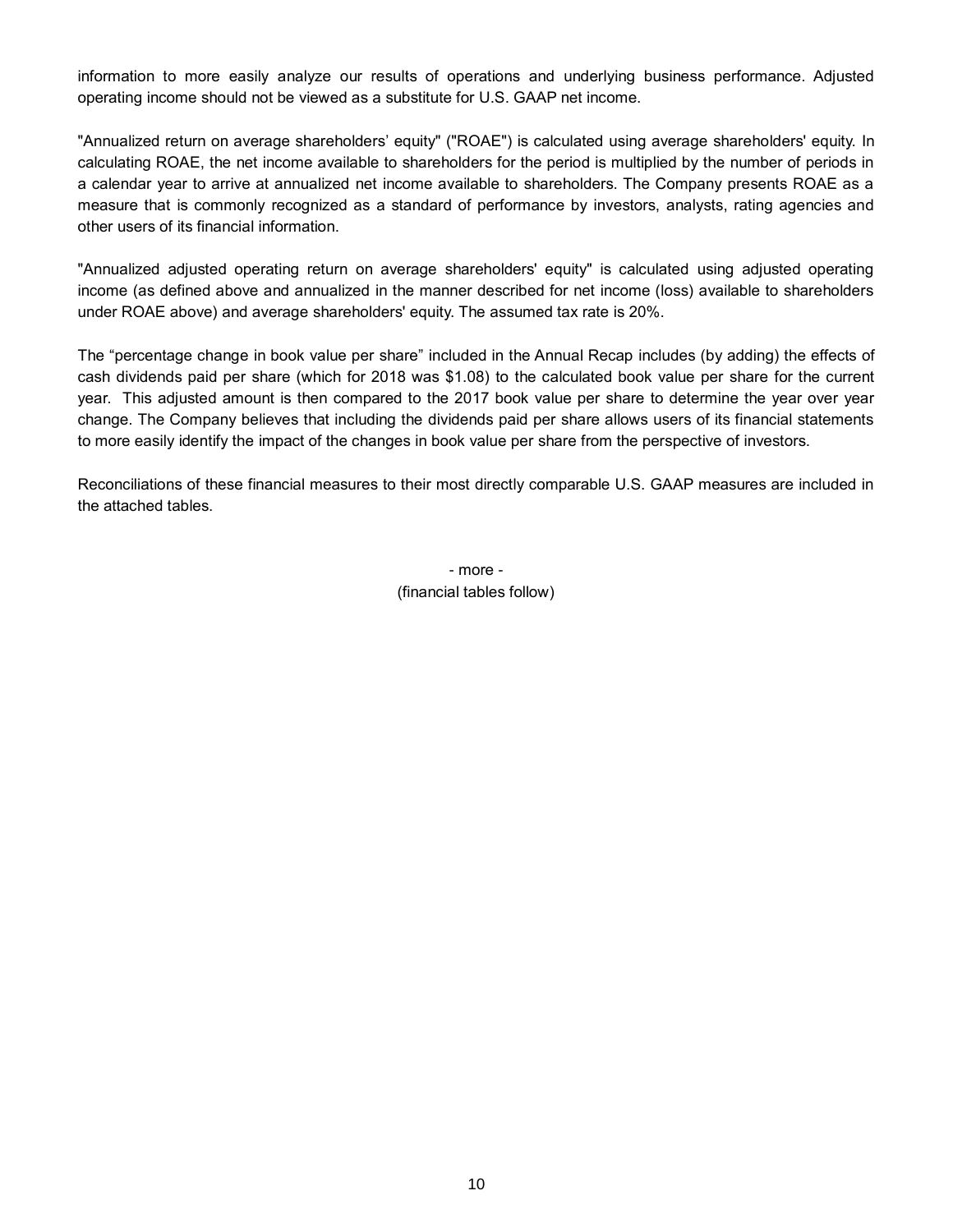information to more easily analyze our results of operations and underlying business performance. Adjusted operating income should not be viewed as a substitute for U.S. GAAP net income.

"Annualized return on average shareholders' equity" ("ROAE") is calculated using average shareholders' equity. In calculating ROAE, the net income available to shareholders for the period is multiplied by the number of periods in a calendar year to arrive at annualized net income available to shareholders. The Company presents ROAE as a measure that is commonly recognized as a standard of performance by investors, analysts, rating agencies and other users of its financial information.

"Annualized adjusted operating return on average shareholders' equity" is calculated using adjusted operating income (as defined above and annualized in the manner described for net income (loss) available to shareholders under ROAE above) and average shareholders' equity. The assumed tax rate is 20%.

The "percentage change in book value per share" included in the Annual Recap includes (by adding) the effects of cash dividends paid per share (which for 2018 was $1.08) to the calculated book value per share for the current year. This adjusted amount is then compared to the 2017 book value per share to determine the year over year change. The Company believes that including the dividends paid per share allows users of its financial statements to more easily identify the impact of the changes in book value per share from the perspective of investors.

Reconciliations of these financial measures to their most directly comparable U.S. GAAP measures are included in the attached tables.

- more -
(financial tables follow)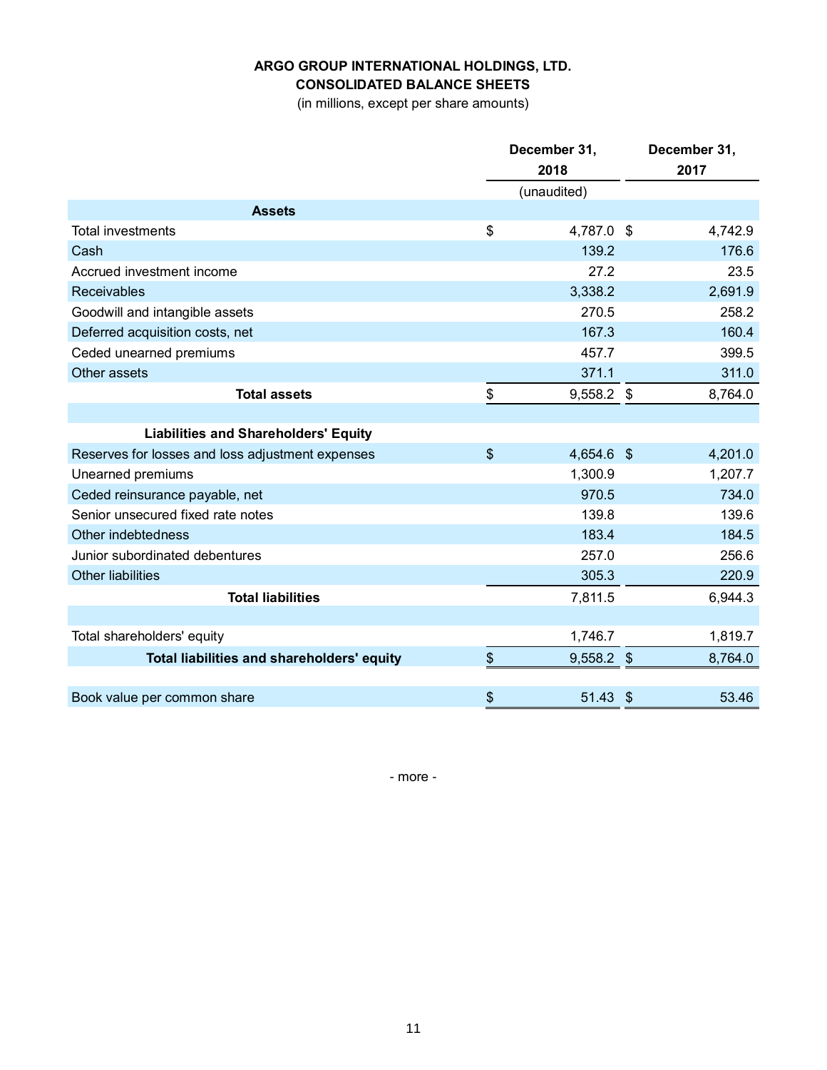**ARGO GROUP INTERNATIONAL HOLDINGS, LTD.**
**CONSOLIDATED BALANCE SHEETS**
(in millions, except per share amounts)

| | December 31, 2018 | December 31, 2017 |
|---|---|---|
| | (unaudited) | |
| **Assets** | | |
| Total investments | $ 4,787.0 | $ 4,742.9 |
| Cash | 139.2 | 176.6 |
| Accrued investment income | 27.2 | 23.5 |
| Receivables | 3,338.2 | 2,691.9 |
| Goodwill and intangible assets | 270.5 | 258.2 |
| Deferred acquisition costs, net | 167.3 | 160.4 |
| Ceded unearned premiums | 457.7 | 399.5 |
| Other assets | 371.1 | 311.0 |
| **Total assets** | $ 9,558.2 | $ 8,764.0 |
| | | |
| **Liabilities and Shareholders' Equity** | | |
| Reserves for losses and loss adjustment expenses | $ 4,654.6 | $ 4,201.0 |
| Unearned premiums | 1,300.9 | 1,207.7 |
| Ceded reinsurance payable, net | 970.5 | 734.0 |
| Senior unsecured fixed rate notes | 139.8 | 139.6 |
| Other indebtedness | 183.4 | 184.5 |
| Junior subordinated debentures | 257.0 | 256.6 |
| Other liabilities | 305.3 | 220.9 |
| **Total liabilities** | 7,811.5 | 6,944.3 |
| | | |
| Total shareholders' equity | 1,746.7 | 1,819.7 |
| **Total liabilities and shareholders' equity** | $ 9,558.2 | $ 8,764.0 |
| | | |
| Book value per common share | $ 51.43 | $ 53.46 |

- more -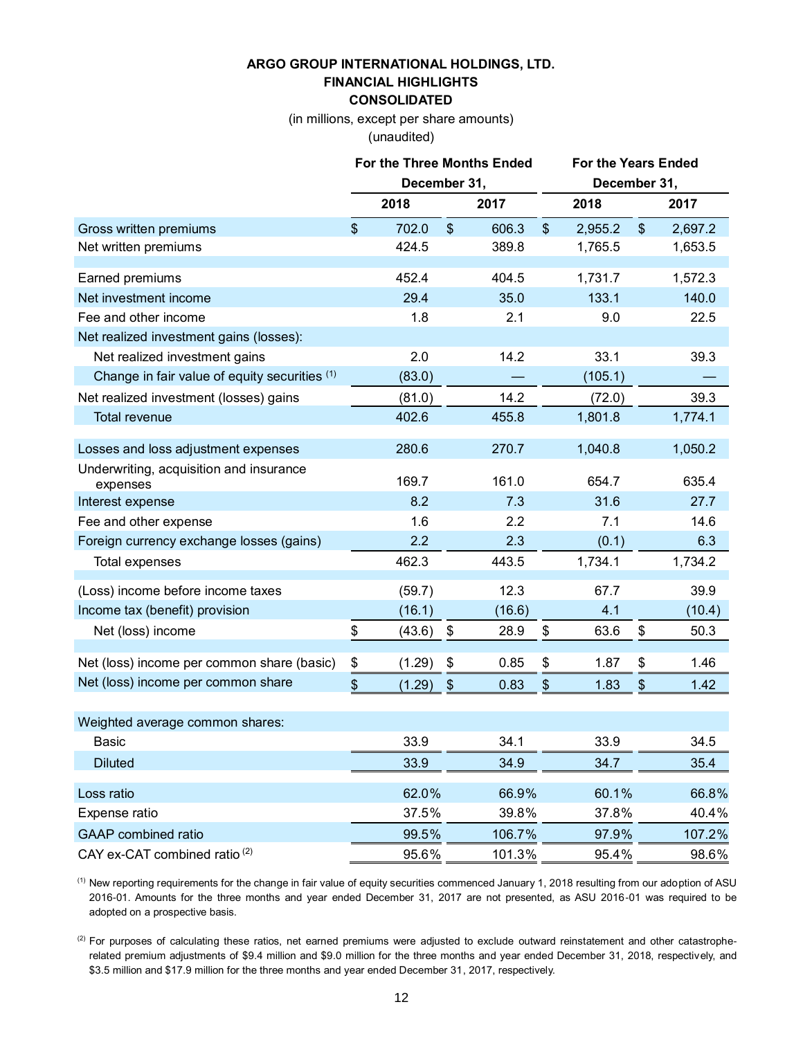# ARGO GROUP INTERNATIONAL HOLDINGS, LTD.
## FINANCIAL HIGHLIGHTS
## CONSOLIDATED

(in millions, except per share amounts)
(unaudited)

| | For the Three Months Ended December 31, | | For the Years Ended December 31, | |
|---|---|---|---|---|
| | 2018 | 2017 | 2018 | 2017 |
| Gross written premiums | $ 702.0 | $ 606.3 | $ 2,955.2 | $ 2,697.2 |
| Net written premiums | 424.5 | 389.8 | 1,765.5 | 1,653.5 |
| | | | | |
| Earned premiums | 452.4 | 404.5 | 1,731.7 | 1,572.3 |
| Net investment income | 29.4 | 35.0 | 133.1 | 140.0 |
| Fee and other income | 1.8 | 2.1 | 9.0 | 22.5 |
| Net realized investment gains (losses): | | | | |
| Net realized investment gains | 2.0 | 14.2 | 33.1 | 39.3 |
| Change in fair value of equity securities [1] | (83.0) | — | (105.1) | — |
| Net realized investment (losses) gains | (81.0) | 14.2 | (72.0) | 39.3 |
| Total revenue | 402.6 | 455.8 | 1,801.8 | 1,774.1 |
| | | | | |
| Losses and loss adjustment expenses | 280.6 | 270.7 | 1,040.8 | 1,050.2 |
| Underwriting, acquisition and insurance expenses | 169.7 | 161.0 | 654.7 | 635.4 |
| Interest expense | 8.2 | 7.3 | 31.6 | 27.7 |
| Fee and other expense | 1.6 | 2.2 | 7.1 | 14.6 |
| Foreign currency exchange losses (gains) | 2.2 | 2.3 | (0.1) | 6.3 |
| Total expenses | 462.3 | 443.5 | 1,734.1 | 1,734.2 |
| | | | | |
| (Loss) income before income taxes | (59.7) | 12.3 | 67.7 | 39.9 |
| Income tax (benefit) provision | (16.1) | (16.6) | 4.1 | (10.4) |
| Net (loss) income | $ (43.6) | $ 28.9 | $ 63.6 | $ 50.3 |
| | | | | |
| Net (loss) income per common share (basic) | $ (1.29) | $ 0.85 | $ 1.87 | $ 1.46 |
| Net (loss) income per common share | $ (1.29) | $ 0.83 | $ 1.83 | $ 1.42 |
| | | | | |
| Weighted average common shares: | | | | |
| Basic | 33.9 | 34.1 | 33.9 | 34.5 |
| Diluted | 33.9 | 34.9 | 34.7 | 35.4 |
| | | | | |
| Loss ratio | 62.0% | 66.9% | 60.1% | 66.8% |
| Expense ratio | 37.5% | 39.8% | 37.8% | 40.4% |
| GAAP combined ratio | 99.5% | 106.7% | 97.9% | 107.2% |
| CAY ex-CAT combined ratio [2] | 95.6% | 101.3% | 95.4% | 98.6% |

[1] New reporting requirements for the change in fair value of equity securities commenced January 1, 2018 resulting from our adoption of ASU 2016-01. Amounts for the three months and year ended December 31, 2017 are not presented, as ASU 2016-01 was required to be adopted on a prospective basis.

[2] For purposes of calculating these ratios, net earned premiums were adjusted to exclude outward reinstatement and other catastrophe-related premium adjustments of $9.4 million and $9.0 million for the three months and year ended December 31, 2018, respectively, and $3.5 million and $17.9 million for the three months and year ended December 31, 2017, respectively.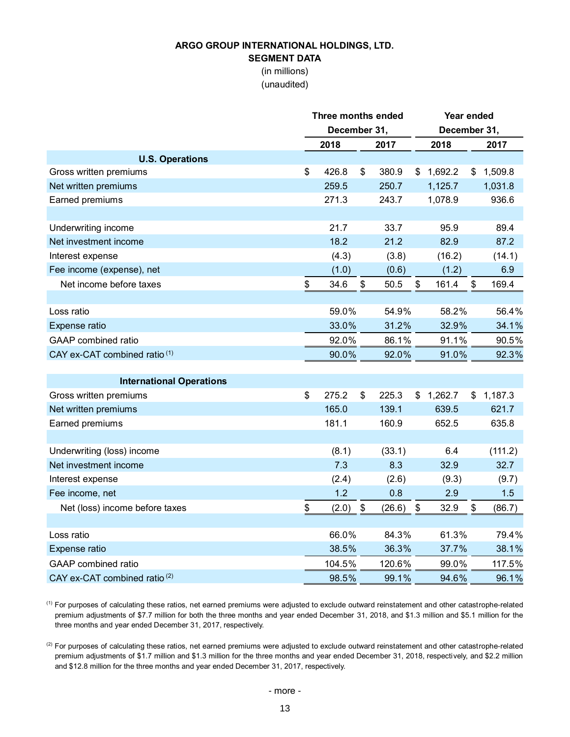**ARGO GROUP INTERNATIONAL HOLDINGS, LTD.**
**SEGMENT DATA**
(in millions)
(unaudited)

| | Three months ended December 31, | | Year ended December 31, | |
|---|---|---|---|---|
| | 2018 | 2017 | 2018 | 2017 |
| **U.S. Operations** | | | | |
| Gross written premiums | $ 426.8 | $ 380.9 | $ 1,692.2 | $ 1,509.8 |
| Net written premiums | 259.5 | 250.7 | 1,125.7 | 1,031.8 |
| Earned premiums | 271.3 | 243.7 | 1,078.9 | 936.6 |
| | | | | |
| Underwriting income | 21.7 | 33.7 | 95.9 | 89.4 |
| Net investment income | 18.2 | 21.2 | 82.9 | 87.2 |
| Interest expense | (4.3) | (3.8) | (16.2) | (14.1) |
| Fee income (expense), net | (1.0) | (0.6) | (1.2) | 6.9 |
| Net income before taxes | $ 34.6 | $ 50.5 | $ 161.4 | $ 169.4 |
| | | | | |
| Loss ratio | 59.0% | 54.9% | 58.2% | 56.4% |
| Expense ratio | 33.0% | 31.2% | 32.9% | 34.1% |
| GAAP combined ratio | 92.0% | 86.1% | 91.1% | 90.5% |
| CAY ex-CAT combined ratio [(1)] | 90.0% | 92.0% | 91.0% | 92.3% |
| | | | | |
| **International Operations** | | | | |
| Gross written premiums | $ 275.2 | $ 225.3 | $ 1,262.7 | $ 1,187.3 |
| Net written premiums | 165.0 | 139.1 | 639.5 | 621.7 |
| Earned premiums | 181.1 | 160.9 | 652.5 | 635.8 |
| | | | | |
| Underwriting (loss) income | (8.1) | (33.1) | 6.4 | (111.2) |
| Net investment income | 7.3 | 8.3 | 32.9 | 32.7 |
| Interest expense | (2.4) | (2.6) | (9.3) | (9.7) |
| Fee income, net | 1.2 | 0.8 | 2.9 | 1.5 |
| Net (loss) income before taxes | $ (2.0) | $ (26.6) | $ 32.9 | $ (86.7) |
| | | | | |
| Loss ratio | 66.0% | 84.3% | 61.3% | 79.4% |
| Expense ratio | 38.5% | 36.3% | 37.7% | 38.1% |
| GAAP combined ratio | 104.5% | 120.6% | 99.0% | 117.5% |
| CAY ex-CAT combined ratio [(2)] | 98.5% | 99.1% | 94.6% | 96.1% |

[(1)] For purposes of calculating these ratios, net earned premiums were adjusted to exclude outward reinstatement and other catastrophe-related premium adjustments of $7.7 million for both the three months and year ended December 31, 2018, and $1.3 million and $5.1 million for the three months and year ended December 31, 2017, respectively.

[(2)] For purposes of calculating these ratios, net earned premiums were adjusted to exclude outward reinstatement and other catastrophe-related premium adjustments of $1.7 million and $1.3 million for the three months and year ended December 31, 2018, respectively, and $2.2 million and $12.8 million for the three months and year ended December 31, 2017, respectively.

- more -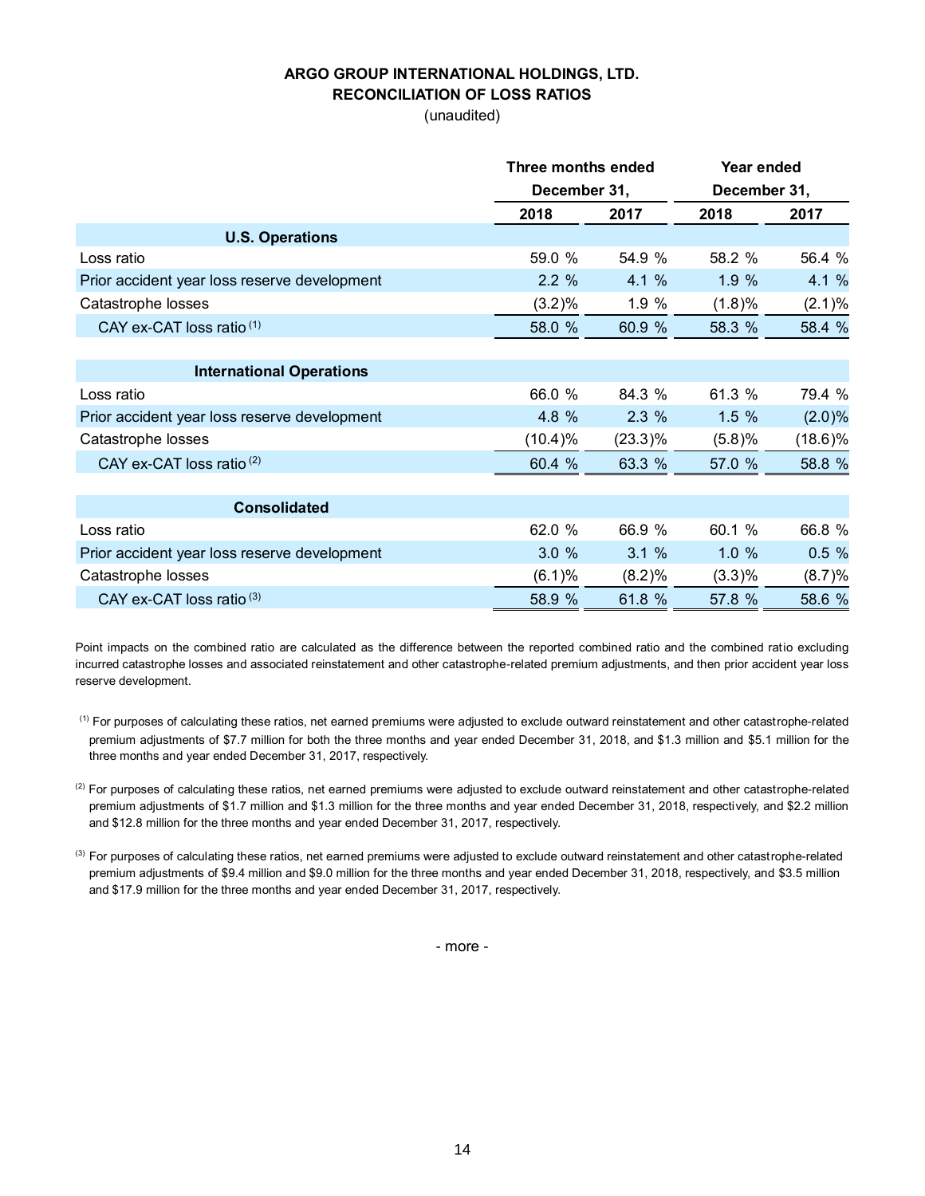**ARGO GROUP INTERNATIONAL HOLDINGS, LTD.**
**RECONCILIATION OF LOSS RATIOS**
(unaudited)

| | Three months ended December 31, | | Year ended December 31, | |
|---|---|---|---|---|
| | 2018 | 2017 | 2018 | 2017 |
| **U.S. Operations** | | | | |
| Loss ratio | 59.0 % | 54.9 % | 58.2 % | 56.4 % |
| Prior accident year loss reserve development | 2.2 % | 4.1 % | 1.9 % | 4.1 % |
| Catastrophe losses | (3.2)% | 1.9 % | (1.8)% | (2.1)% |
| CAY ex-CAT loss ratio (1) | 58.0 % | 60.9 % | 58.3 % | 58.4 % |
| **International Operations** | | | | |
| Loss ratio | 66.0 % | 84.3 % | 61.3 % | 79.4 % |
| Prior accident year loss reserve development | 4.8 % | 2.3 % | 1.5 % | (2.0)% |
| Catastrophe losses | (10.4)% | (23.3)% | (5.8)% | (18.6)% |
| CAY ex-CAT loss ratio (2) | 60.4 % | 63.3 % | 57.0 % | 58.8 % |
| **Consolidated** | | | | |
| Loss ratio | 62.0 % | 66.9 % | 60.1 % | 66.8 % |
| Prior accident year loss reserve development | 3.0 % | 3.1 % | 1.0 % | 0.5 % |
| Catastrophe losses | (6.1)% | (8.2)% | (3.3)% | (8.7)% |
| CAY ex-CAT loss ratio (3) | 58.9 % | 61.8 % | 57.8 % | 58.6 % |

Point impacts on the combined ratio are calculated as the difference between the reported combined ratio and the combined ratio excluding incurred catastrophe losses and associated reinstatement and other catastrophe-related premium adjustments, and then prior accident year loss reserve development.

(1) For purposes of calculating these ratios, net earned premiums were adjusted to exclude outward reinstatement and other catastrophe-related premium adjustments of $7.7 million for both the three months and year ended December 31, 2018, and $1.3 million and $5.1 million for the three months and year ended December 31, 2017, respectively.

(2) For purposes of calculating these ratios, net earned premiums were adjusted to exclude outward reinstatement and other catastrophe-related premium adjustments of $1.7 million and $1.3 million for the three months and year ended December 31, 2018, respectively, and $2.2 million and $12.8 million for the three months and year ended December 31, 2017, respectively.

(3) For purposes of calculating these ratios, net earned premiums were adjusted to exclude outward reinstatement and other catastrophe-related premium adjustments of $9.4 million and $9.0 million for the three months and year ended December 31, 2018, respectively, and $3.5 million and $17.9 million for the three months and year ended December 31, 2017, respectively.

- more -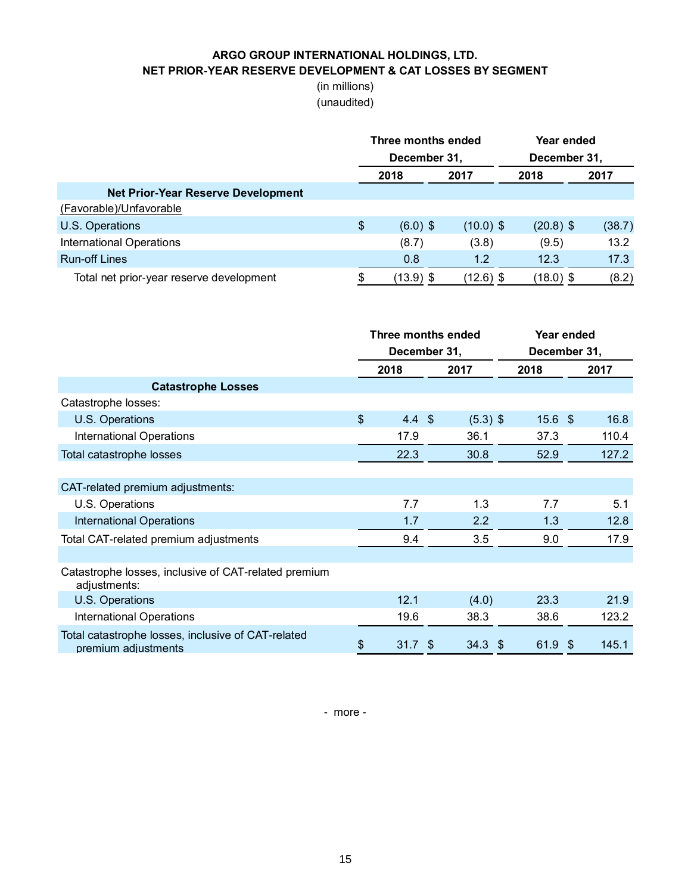**ARGO GROUP INTERNATIONAL HOLDINGS, LTD.**
**NET PRIOR-YEAR RESERVE DEVELOPMENT & CAT LOSSES BY SEGMENT**
(in millions)
(unaudited)

| | Three months ended December 31, | | Year ended December 31, | |
|---|---|---|---|---|
| | 2018 | 2017 | 2018 | 2017 |
| **Net Prior-Year Reserve Development** | | | | |
| (Favorable)/Unfavorable | | | | |
| U.S. Operations | $ (6.0) | $ (10.0) | $ (20.8) | $ (38.7) |
| International Operations | (8.7) | (3.8) | (9.5) | 13.2 |
| Run-off Lines | 0.8 | 1.2 | 12.3 | 17.3 |
| Total net prior-year reserve development | $ (13.9) | $ (12.6) | $ (18.0) | $ (8.2) |

| | Three months ended December 31, | | Year ended December 31, | |
|---|---|---|---|---|
| | 2018 | 2017 | 2018 | 2017 |
| **Catastrophe Losses** | | | | |
| Catastrophe losses: | | | | |
| U.S. Operations | $ 4.4 | $ (5.3) | $ 15.6 | $ 16.8 |
| International Operations | 17.9 | 36.1 | 37.3 | 110.4 |
| Total catastrophe losses | 22.3 | 30.8 | 52.9 | 127.2 |
| | | | | |
| CAT-related premium adjustments: | | | | |
| U.S. Operations | 7.7 | 1.3 | 7.7 | 5.1 |
| International Operations | 1.7 | 2.2 | 1.3 | 12.8 |
| Total CAT-related premium adjustments | 9.4 | 3.5 | 9.0 | 17.9 |
| | | | | |
| Catastrophe losses, inclusive of CAT-related premium adjustments: | | | | |
| U.S. Operations | 12.1 | (4.0) | 23.3 | 21.9 |
| International Operations | 19.6 | 38.3 | 38.6 | 123.2 |
| Total catastrophe losses, inclusive of CAT-related premium adjustments | $ 31.7 | $ 34.3 | $ 61.9 | $ 145.1 |

- more -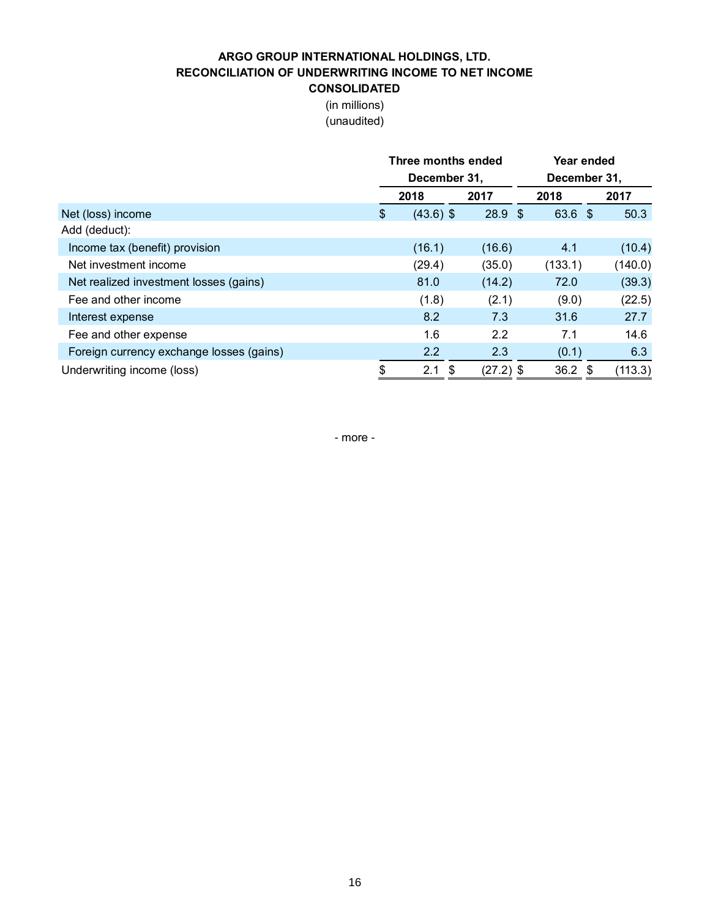**ARGO GROUP INTERNATIONAL HOLDINGS, LTD.**
**RECONCILIATION OF UNDERWRITING INCOME TO NET INCOME**
**CONSOLIDATED**

(in millions)
(unaudited)

| | Three months ended December 31, | | Year ended December 31, | |
|---|---|---|---|---|
| | 2018 | 2017 | 2018 | 2017 |
| Net (loss) income | $ (43.6) | $ 28.9 | $ 63.6 | $ 50.3 |
| Add (deduct): | | | | |
| Income tax (benefit) provision | (16.1) | (16.6) | 4.1 | (10.4) |
| Net investment income | (29.4) | (35.0) | (133.1) | (140.0) |
| Net realized investment losses (gains) | 81.0 | (14.2) | 72.0 | (39.3) |
| Fee and other income | (1.8) | (2.1) | (9.0) | (22.5) |
| Interest expense | 8.2 | 7.3 | 31.6 | 27.7 |
| Fee and other expense | 1.6 | 2.2 | 7.1 | 14.6 |
| Foreign currency exchange losses (gains) | 2.2 | 2.3 | (0.1) | 6.3 |
| Underwriting income (loss) | $ 2.1 | $ (27.2) | $ 36.2 | $ (113.3) |

- more -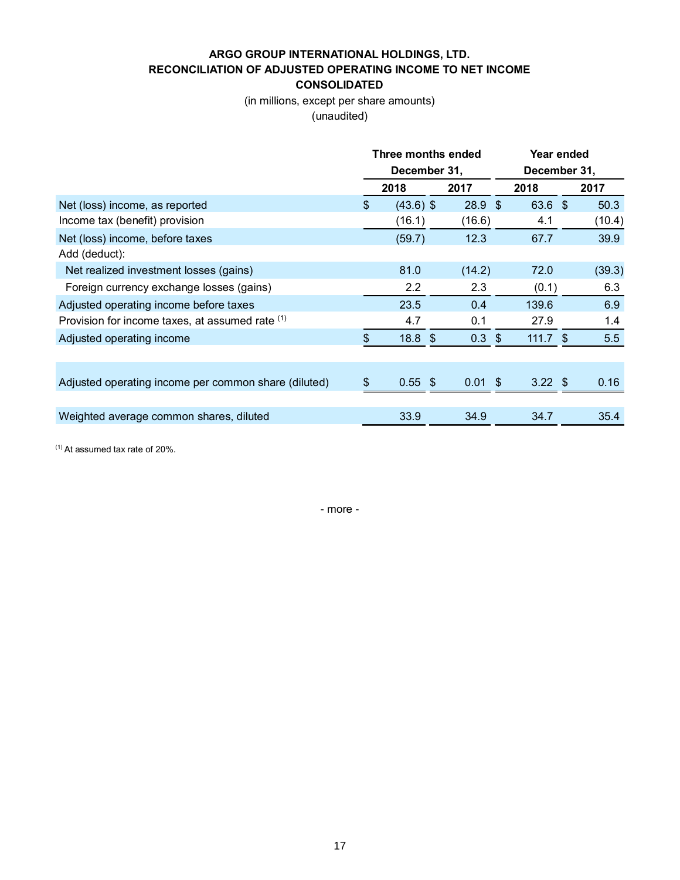**ARGO GROUP INTERNATIONAL HOLDINGS, LTD.**
**RECONCILIATION OF ADJUSTED OPERATING INCOME TO NET INCOME**
**CONSOLIDATED**

(in millions, except per share amounts)
(unaudited)

| | Three months ended December 31, | | Year ended December 31, | |
|---|---|---|---|---|
| | **2018** | **2017** | **2018** | **2017** |
| Net (loss) income, as reported | $ (43.6) | $ 28.9 | $ 63.6 | $ 50.3 |
| Income tax (benefit) provision | (16.1) | (16.6) | 4.1 | (10.4) |
| Net (loss) income, before taxes | (59.7) | 12.3 | 67.7 | 39.9 |
| Add (deduct): | | | | |
| Net realized investment losses (gains) | 81.0 | (14.2) | 72.0 | (39.3) |
| Foreign currency exchange losses (gains) | 2.2 | 2.3 | (0.1) | 6.3 |
| Adjusted operating income before taxes | 23.5 | 0.4 | 139.6 | 6.9 |
| Provision for income taxes, at assumed rate [1] | 4.7 | 0.1 | 27.9 | 1.4 |
| Adjusted operating income | $ 18.8 | $ 0.3 | $ 111.7 | $ 5.5 |
| | | | | |
| Adjusted operating income per common share (diluted) | $ 0.55 | $ 0.01 | $ 3.22 | $ 0.16 |
| | | | | |
| Weighted average common shares, diluted | 33.9 | 34.9 | 34.7 | 35.4 |

[1] At assumed tax rate of 20%.

- more -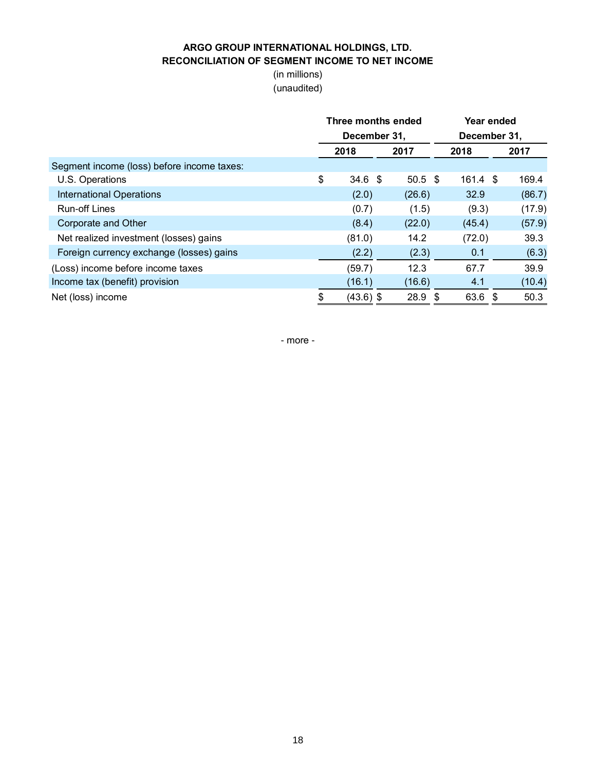**ARGO GROUP INTERNATIONAL HOLDINGS, LTD.**
**RECONCILIATION OF SEGMENT INCOME TO NET INCOME**

(in millions)
(unaudited)

| | Three months ended December 31, | | Year ended December 31, | |
|---|---|---|---|---|
| | 2018 | 2017 | 2018 | 2017 |
| Segment income (loss) before income taxes: | | | | |
| U.S. Operations | $ 34.6 | $ 50.5 | $ 161.4 | $ 169.4 |
| International Operations | (2.0) | (26.6) | 32.9 | (86.7) |
| Run-off Lines | (0.7) | (1.5) | (9.3) | (17.9) |
| Corporate and Other | (8.4) | (22.0) | (45.4) | (57.9) |
| Net realized investment (losses) gains | (81.0) | 14.2 | (72.0) | 39.3 |
| Foreign currency exchange (losses) gains | (2.2) | (2.3) | 0.1 | (6.3) |
| (Loss) income before income taxes | (59.7) | 12.3 | 67.7 | 39.9 |
| Income tax (benefit) provision | (16.1) | (16.6) | 4.1 | (10.4) |
| Net (loss) income | $ (43.6) | $ 28.9 | $ 63.6 | $ 50.3 |

- more -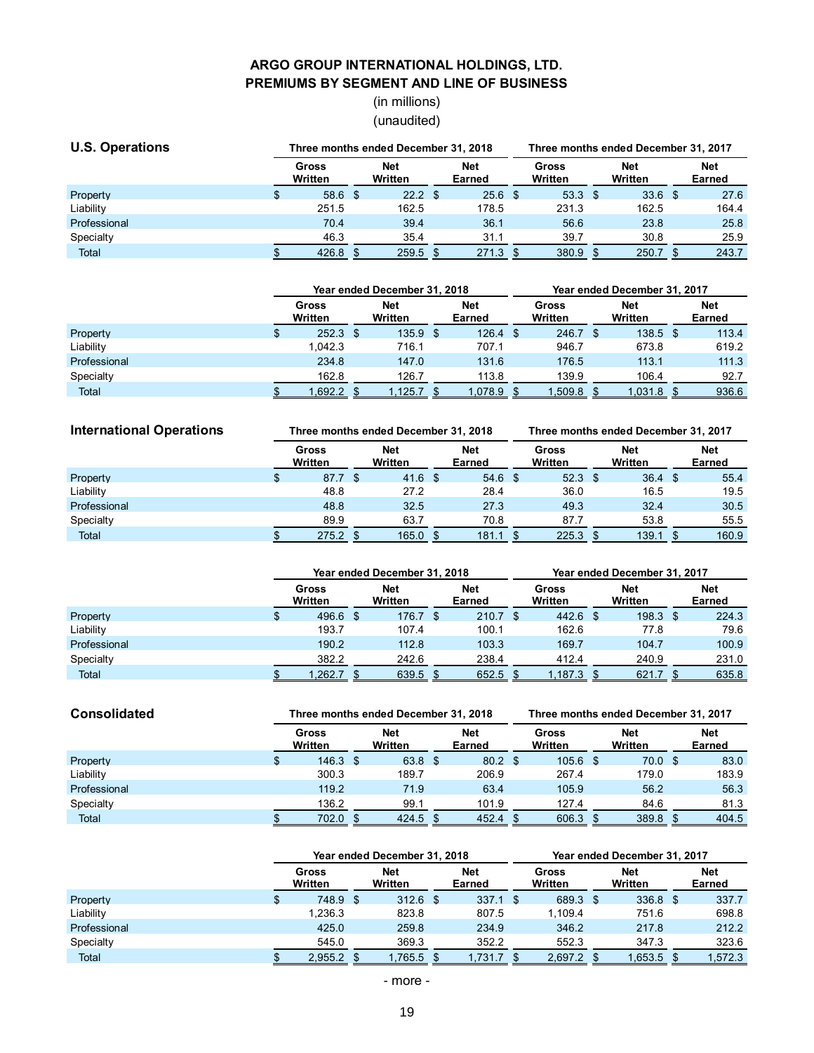# ARGO GROUP INTERNATIONAL HOLDINGS, LTD.
## PREMIUMS BY SEGMENT AND LINE OF BUSINESS

(in millions)

(unaudited)

### U.S. Operations

| | Three months ended December 31, 2018 | | | Three months ended December 31, 2017 | | |
|---|---|---|---|---|---|---|
| | Gross Written | Net Written | Net Earned | Gross Written | Net Written | Net Earned |
| Property | $ 58.6 | $ 22.2 | $ 25.6 | $ 53.3 | $ 33.6 | $ 27.6 |
| Liability | 251.5 | 162.5 | 178.5 | 231.3 | 162.5 | 164.4 |
| Professional | 70.4 | 39.4 | 36.1 | 56.6 | 23.8 | 25.8 |
| Specialty | 46.3 | 35.4 | 31.1 | 39.7 | 30.8 | 25.9 |
| Total | $ 426.8 | $ 259.5 | $ 271.3 | $ 380.9 | $ 250.7 | $ 243.7 |

| | Year ended December 31, 2018 | | | Year ended December 31, 2017 | | |
|---|---|---|---|---|---|---|
| | Gross Written | Net Written | Net Earned | Gross Written | Net Written | Net Earned |
| Property | $ 252.3 | $ 135.9 | $ 126.4 | $ 246.7 | $ 138.5 | $ 113.4 |
| Liability | 1,042.3 | 716.1 | 707.1 | 946.7 | 673.8 | 619.2 |
| Professional | 234.8 | 147.0 | 131.6 | 176.5 | 113.1 | 111.3 |
| Specialty | 162.8 | 126.7 | 113.8 | 139.9 | 106.4 | 92.7 |
| Total | $ 1,692.2 | $ 1,125.7 | $ 1,078.9 | $ 1,509.8 | $ 1,031.8 | $ 936.6 |

### International Operations

| | Three months ended December 31, 2018 | | | Three months ended December 31, 2017 | | |
|---|---|---|---|---|---|---|
| | Gross Written | Net Written | Net Earned | Gross Written | Net Written | Net Earned |
| Property | $ 87.7 | $ 41.6 | $ 54.6 | $ 52.3 | $ 36.4 | $ 55.4 |
| Liability | 48.8 | 27.2 | 28.4 | 36.0 | 16.5 | 19.5 |
| Professional | 48.8 | 32.5 | 27.3 | 49.3 | 32.4 | 30.5 |
| Specialty | 89.9 | 63.7 | 70.8 | 87.7 | 53.8 | 55.5 |
| Total | $ 275.2 | $ 165.0 | $ 181.1 | $ 225.3 | $ 139.1 | $ 160.9 |

| | Year ended December 31, 2018 | | | Year ended December 31, 2017 | | |
|---|---|---|---|---|---|---|
| | Gross Written | Net Written | Net Earned | Gross Written | Net Written | Net Earned |
| Property | $ 496.6 | $ 176.7 | $ 210.7 | $ 442.6 | $ 198.3 | $ 224.3 |
| Liability | 193.7 | 107.4 | 100.1 | 162.6 | 77.8 | 79.6 |
| Professional | 190.2 | 112.8 | 103.3 | 169.7 | 104.7 | 100.9 |
| Specialty | 382.2 | 242.6 | 238.4 | 412.4 | 240.9 | 231.0 |
| Total | $ 1,262.7 | $ 639.5 | $ 652.5 | $ 1,187.3 | $ 621.7 | $ 635.8 |

### Consolidated

| | Three months ended December 31, 2018 | | | Three months ended December 31, 2017 | | |
|---|---|---|---|---|---|---|
| | Gross Written | Net Written | Net Earned | Gross Written | Net Written | Net Earned |
| Property | $ 146.3 | $ 63.8 | $ 80.2 | $ 105.6 | $ 70.0 | $ 83.0 |
| Liability | 300.3 | 189.7 | 206.9 | 267.4 | 179.0 | 183.9 |
| Professional | 119.2 | 71.9 | 63.4 | 105.9 | 56.2 | 56.3 |
| Specialty | 136.2 | 99.1 | 101.9 | 127.4 | 84.6 | 81.3 |
| Total | $ 702.0 | $ 424.5 | $ 452.4 | $ 606.3 | $ 389.8 | $ 404.5 |

| | Year ended December 31, 2018 | | | Year ended December 31, 2017 | | |
|---|---|---|---|---|---|---|
| | Gross Written | Net Written | Net Earned | Gross Written | Net Written | Net Earned |
| Property | $ 748.9 | $ 312.6 | $ 337.1 | $ 689.3 | $ 336.8 | $ 337.7 |
| Liability | 1,236.3 | 823.8 | 807.5 | 1,109.4 | 751.6 | 698.8 |
| Professional | 425.0 | 259.8 | 234.9 | 346.2 | 217.8 | 212.2 |
| Specialty | 545.0 | 369.3 | 352.2 | 552.3 | 347.3 | 323.6 |
| Total | $ 2,955.2 | $ 1,765.5 | $ 1,731.7 | $ 2,697.2 | $ 1,653.5 | $ 1,572.3 |

- more -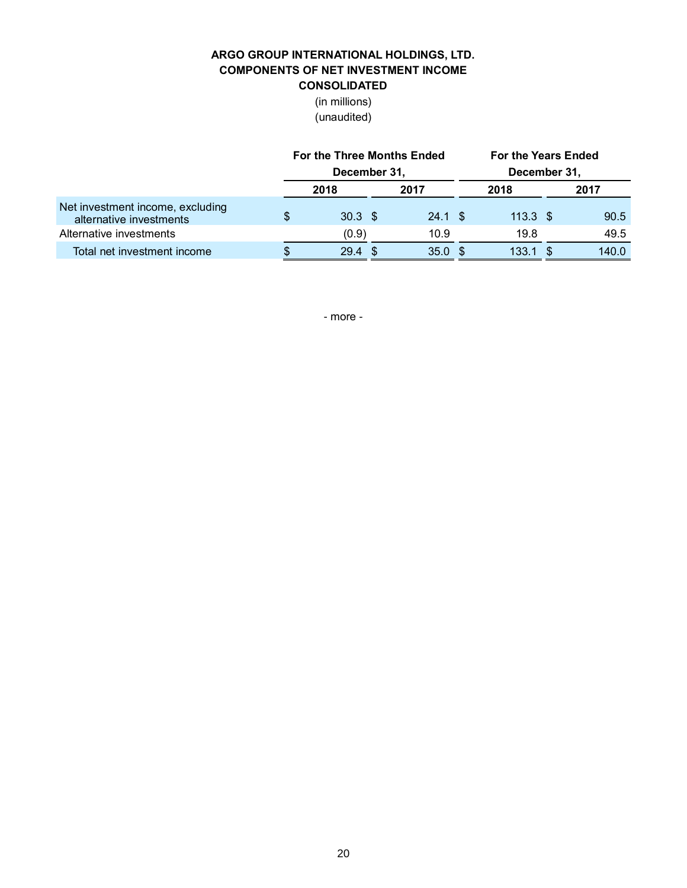**ARGO GROUP INTERNATIONAL HOLDINGS, LTD.**
**COMPONENTS OF NET INVESTMENT INCOME**
**CONSOLIDATED**
(in millions)
(unaudited)

| | For the Three Months Ended December 31, | | For the Years Ended December 31, | |
|---|---|---|---|---|
| | 2018 | 2017 | 2018 | 2017 |
| Net investment income, excluding alternative investments | $ 30.3 | $ 24.1 | $ 113.3 | $ 90.5 |
| Alternative investments | (0.9) | 10.9 | 19.8 | 49.5 |
| Total net investment income | $ 29.4 | $ 35.0 | $ 133.1 | $ 140.0 |

- more -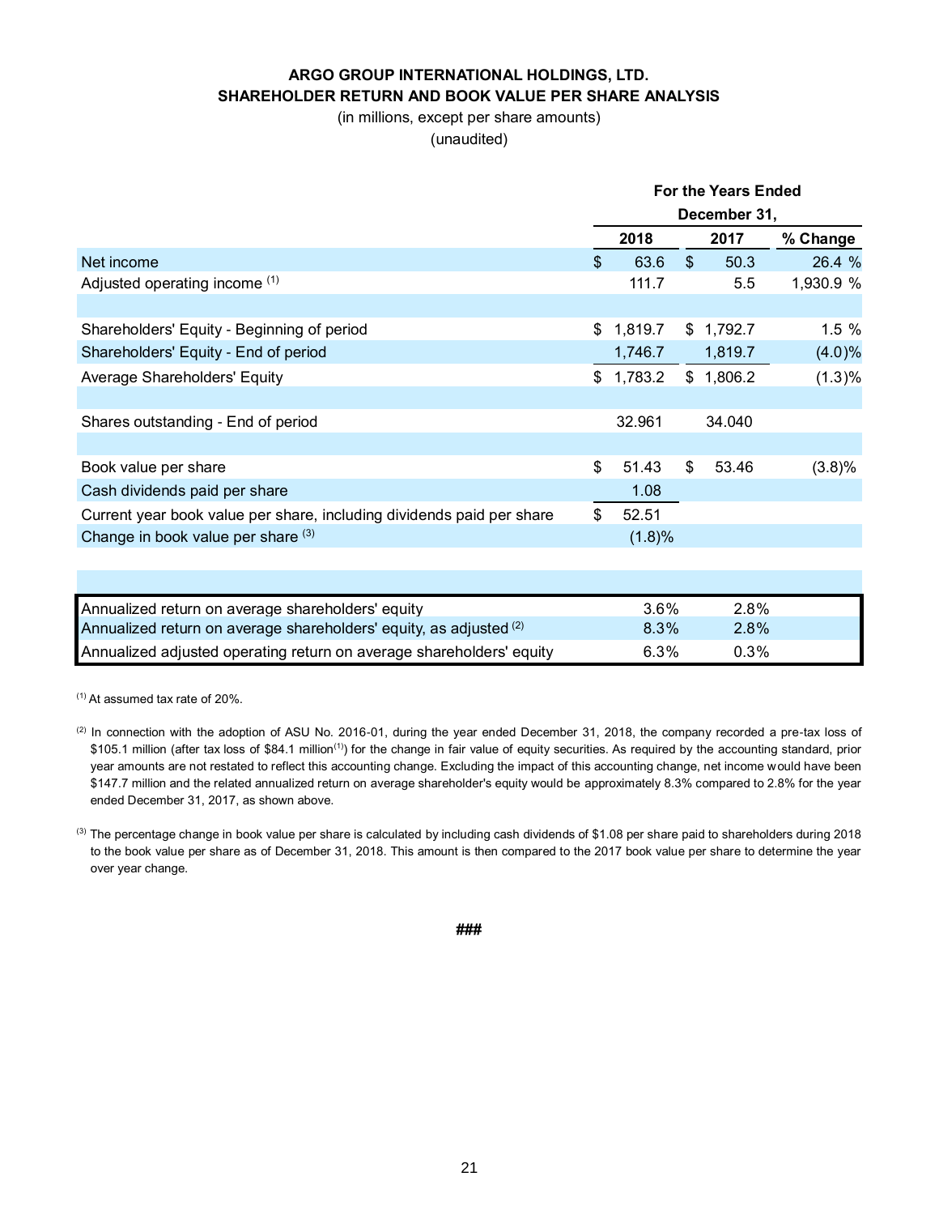**ARGO GROUP INTERNATIONAL HOLDINGS, LTD.**
**SHAREHOLDER RETURN AND BOOK VALUE PER SHARE ANALYSIS**

(in millions, except per share amounts)
(unaudited)

| | For the Years Ended December 31, | | |
|---|---|---|---|
| | 2018 | 2017 | % Change |
| Net income | $ 63.6 | $ 50.3 | 26.4 % |
| Adjusted operating income [(1)] | 111.7 | 5.5 | 1,930.9 % |
| | | | |
| Shareholders' Equity - Beginning of period | $ 1,819.7 | $ 1,792.7 | 1.5 % |
| Shareholders' Equity - End of period | 1,746.7 | 1,819.7 | (4.0)% |
| Average Shareholders' Equity | $ 1,783.2 | $ 1,806.2 | (1.3)% |
| | | | |
| Shares outstanding - End of period | 32.961 | 34.040 | |
| | | | |
| Book value per share | $ 51.43 | $ 53.46 | (3.8)% |
| Cash dividends paid per share | 1.08 | | |
| Current year book value per share, including dividends paid per share | $ 52.51 | | |
| Change in book value per share [(3)] | (1.8)% | | |
| | | | |
| Annualized return on average shareholders' equity | 3.6% | 2.8% | |
| Annualized return on average shareholders' equity, as adjusted [(2)] | 8.3% | 2.8% | |
| Annualized adjusted operating return on average shareholders' equity | 6.3% | 0.3% | |

[(1)] At assumed tax rate of 20%.

[(2)] In connection with the adoption of ASU No. 2016-01, during the year ended December 31, 2018, the company recorded a pre-tax loss of $105.1 million (after tax loss of $84.1 million[(1)]) for the change in fair value of equity securities. As required by the accounting standard, prior year amounts are not restated to reflect this accounting change. Excluding the impact of this accounting change, net income would have been $147.7 million and the related annualized return on average shareholder's equity would be approximately 8.3% compared to 2.8% for the year ended December 31, 2017, as shown above.

[(3)] The percentage change in book value per share is calculated by including cash dividends of $1.08 per share paid to shareholders during 2018 to the book value per share as of December 31, 2018. This amount is then compared to the 2017 book value per share to determine the year over year change.

###